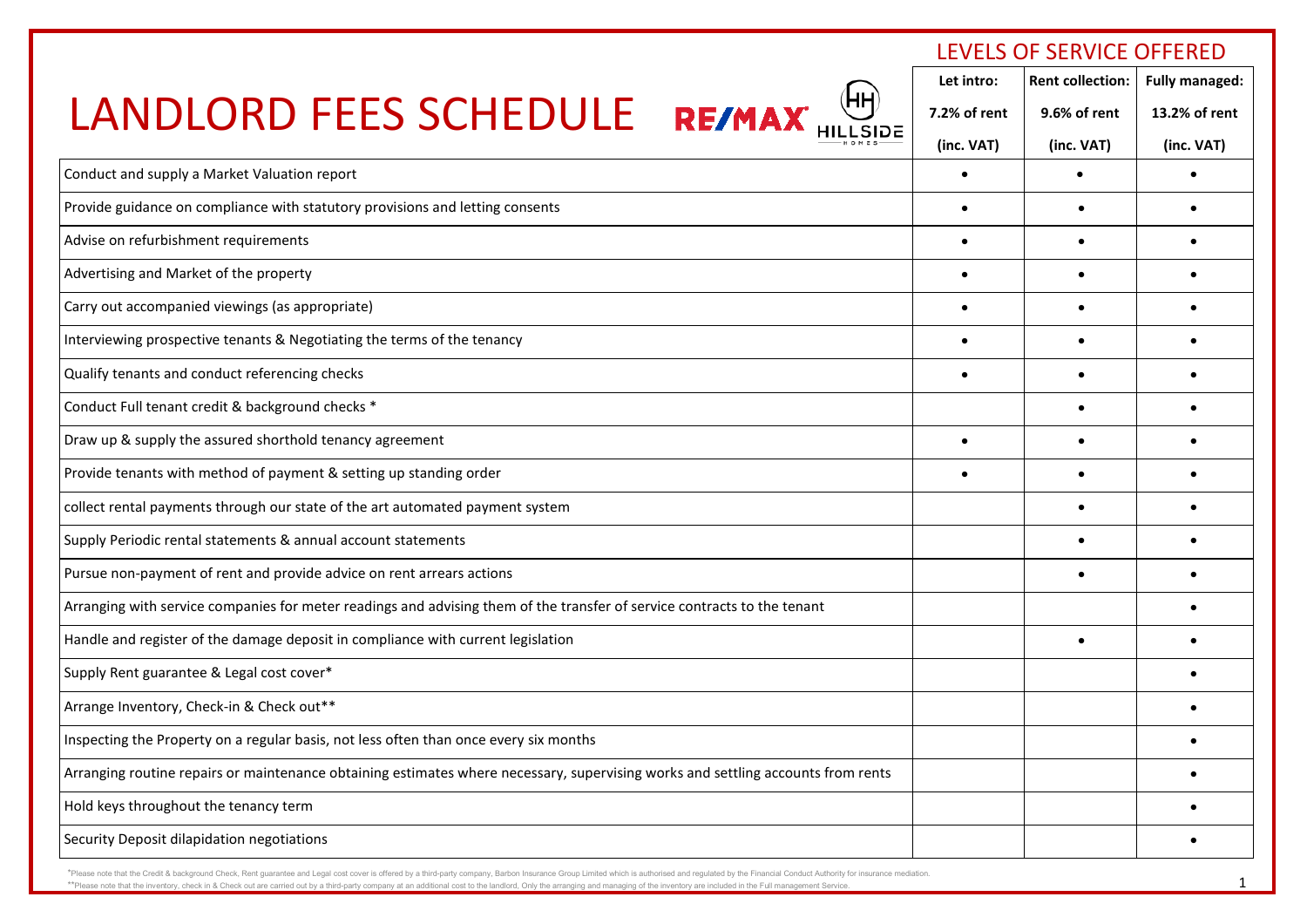# LANDLORD FEES SCHEDULE

LEVELS OF SERVICE OFFERED

| | Let intro: 7.2% of rent (inc. VAT) | Rent collection: 9.6% of rent (inc. VAT) | Fully managed: 13.2% of rent (inc. VAT) |
|---|---|---|---|
| Conduct and supply a Market Valuation report | • | • | • |
| Provide guidance on compliance with statutory provisions and letting consents | • | • | • |
| Advise on refurbishment requirements | • | • | • |
| Advertising and Market of the property | • | • | • |
| Carry out accompanied viewings (as appropriate) | • | • | • |
| Interviewing prospective tenants & Negotiating the terms of the tenancy | • | • | • |
| Qualify tenants and conduct referencing checks | • | • | • |
| Conduct Full tenant credit & background checks * | | • | • |
| Draw up & supply the assured shorthold tenancy agreement | • | • | • |
| Provide tenants with method of payment & setting up standing order | • | • | • |
| collect rental payments through our state of the art automated payment system | | • | • |
| Supply Periodic rental statements & annual account statements | | • | • |
| Pursue non-payment of rent and provide advice on rent arrears actions | | • | • |
| Arranging with service companies for meter readings and advising them of the transfer of service contracts to the tenant | | | • |
| Handle and register of the damage deposit in compliance with current legislation | | • | • |
| Supply Rent guarantee & Legal cost cover* | | | • |
| Arrange Inventory, Check-in & Check out** | | | • |
| Inspecting the Property on a regular basis, not less often than once every six months | | | • |
| Arranging routine repairs or maintenance obtaining estimates where necessary, supervising works and settling accounts from rents | | | • |
| Hold keys throughout the tenancy term | | | • |
| Security Deposit dilapidation negotiations | | | • |

*Please note that the Credit & background Check, Rent guarantee and Legal cost cover is offered by a third-party company, Barbon Insurance Group Limited which is authorised and regulated by the Financial Conduct Authority for insurance mediation.

**Please note that the inventory, check in & Check out are carried out by a third-party company at an additional cost to the landlord, Only the arranging and managing of the inventory are included in the Full management Service.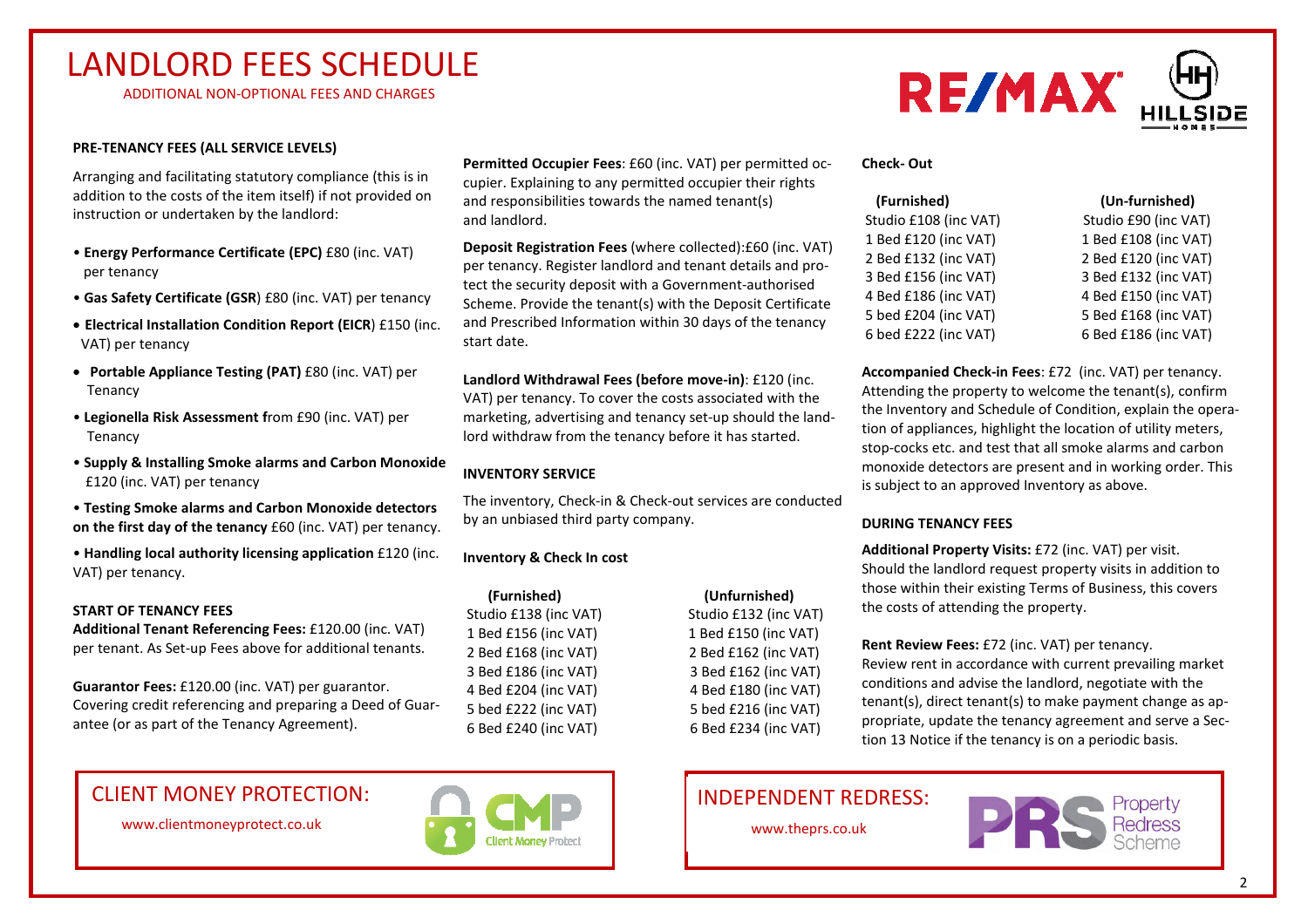# LANDLORD FEES SCHEDULE

ADDITIONAL NON-OPTIONAL FEES AND CHARGES

**PRE-TENANCY FEES (ALL SERVICE LEVELS)**

Arranging and facilitating statutory compliance (this is in addition to the costs of the item itself) if not provided on instruction or undertaken by the landlord:

- **Energy Performance Certificate (EPC)** £80 (inc. VAT) per tenancy
- **Gas Safety Certificate (GSR**) £80 (inc. VAT) per tenancy
- **Electrical Installation Condition Report (EICR**) £150 (inc. VAT) per tenancy
- **Portable Appliance Testing (PAT)** £80 (inc. VAT) per Tenancy
- **Legionella Risk Assessment f**rom £90 (inc. VAT) per Tenancy
- **Supply & Installing Smoke alarms and Carbon Monoxide** £120 (inc. VAT) per tenancy
- **Testing Smoke alarms and Carbon Monoxide detectors on the first day of the tenancy** £60 (inc. VAT) per tenancy.
- **Handling local authority licensing application** £120 (inc. VAT) per tenancy.

**START OF TENANCY FEES**

**Additional Tenant Referencing Fees:** £120.00 (inc. VAT) per tenant. As Set-up Fees above for additional tenants.

**Guarantor Fees:** £120.00 (inc. VAT) per guarantor. Covering credit referencing and preparing a Deed of Guarantee (or as part of the Tenancy Agreement).

**Permitted Occupier Fees**: £60 (inc. VAT) per permitted occupier. Explaining to any permitted occupier their rights and responsibilities towards the named tenant(s) and landlord.

**Deposit Registration Fees** (where collected):£60 (inc. VAT) per tenancy. Register landlord and tenant details and protect the security deposit with a Government-authorised Scheme. Provide the tenant(s) with the Deposit Certificate and Prescribed Information within 30 days of the tenancy start date.

**Landlord Withdrawal Fees (before move-in)**: £120 (inc. VAT) per tenancy. To cover the costs associated with the marketing, advertising and tenancy set-up should the landlord withdraw from the tenancy before it has started.

**INVENTORY SERVICE**

The inventory, Check-in & Check-out services are conducted by an unbiased third party company.

**Inventory & Check In cost**

| (Furnished) | (Unfurnished) |
|---|---|
| Studio £138 (inc VAT) | Studio £132 (inc VAT) |
| 1 Bed £156 (inc VAT) | 1 Bed £150 (inc VAT) |
| 2 Bed £168 (inc VAT) | 2 Bed £162 (inc VAT) |
| 3 Bed £186 (inc VAT) | 3 Bed £162 (inc VAT) |
| 4 Bed £204 (inc VAT) | 4 Bed £180 (inc VAT) |
| 5 bed £222 (inc VAT) | 5 bed £216 (inc VAT) |
| 6 Bed £240 (inc VAT) | 6 Bed £234 (inc VAT) |

**Check- Out**

| (Furnished) | (Un-furnished) |
|---|---|
| Studio £108 (inc VAT) | Studio £90 (inc VAT) |
| 1 Bed £120 (inc VAT) | 1 Bed £108 (inc VAT) |
| 2 Bed £132 (inc VAT) | 2 Bed £120 (inc VAT) |
| 3 Bed £156 (inc VAT) | 3 Bed £132 (inc VAT) |
| 4 Bed £186 (inc VAT) | 4 Bed £150 (inc VAT) |
| 5 bed £204 (inc VAT) | 5 Bed £168 (inc VAT) |
| 6 bed £222 (inc VAT) | 6 Bed £186 (inc VAT) |

**Accompanied Check-in Fees**: £72 (inc. VAT) per tenancy. Attending the property to welcome the tenant(s), confirm the Inventory and Schedule of Condition, explain the operation of appliances, highlight the location of utility meters, stop-cocks etc. and test that all smoke alarms and carbon monoxide detectors are present and in working order. This is subject to an approved Inventory as above.

**DURING TENANCY FEES**

**Additional Property Visits:** £72 (inc. VAT) per visit. Should the landlord request property visits in addition to those within their existing Terms of Business, this covers the costs of attending the property.

**Rent Review Fees:** £72 (inc. VAT) per tenancy. Review rent in accordance with current prevailing market conditions and advise the landlord, negotiate with the tenant(s), direct tenant(s) to make payment change as appropriate, update the tenancy agreement and serve a Section 13 Notice if the tenancy is on a periodic basis.

CLIENT MONEY PROTECTION:

www.clientmoneyprotect.co.uk

INDEPENDENT REDRESS:

www.theprs.co.uk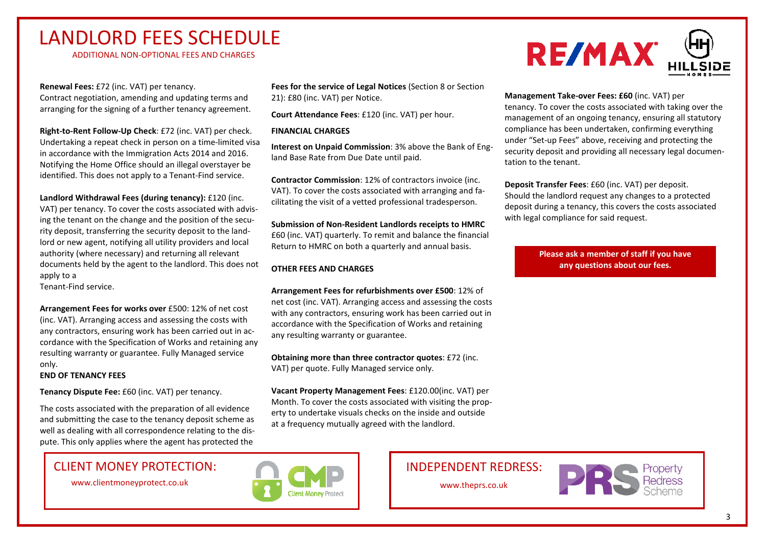# LANDLORD FEES SCHEDULE

ADDITIONAL NON-OPTIONAL FEES AND CHARGES

**Renewal Fees:** £72 (inc. VAT) per tenancy.
Contract negotiation, amending and updating terms and arranging for the signing of a further tenancy agreement.

**Right-to-Rent Follow-Up Check**: £72 (inc. VAT) per check. Undertaking a repeat check in person on a time-limited visa in accordance with the Immigration Acts 2014 and 2016. Notifying the Home Office should an illegal overstayer be identified. This does not apply to a Tenant-Find service.

**Landlord Withdrawal Fees (during tenancy):** £120 (inc. VAT) per tenancy. To cover the costs associated with advising the tenant on the change and the position of the security deposit, transferring the security deposit to the landlord or new agent, notifying all utility providers and local authority (where necessary) and returning all relevant documents held by the agent to the landlord. This does not apply to a
Tenant-Find service.

**Arrangement Fees for works over** £500: 12% of net cost (inc. VAT). Arranging access and assessing the costs with any contractors, ensuring work has been carried out in accordance with the Specification of Works and retaining any resulting warranty or guarantee. Fully Managed service only.

**END OF TENANCY FEES**

**Tenancy Dispute Fee:** £60 (inc. VAT) per tenancy.

The costs associated with the preparation of all evidence and submitting the case to the tenancy deposit scheme as well as dealing with all correspondence relating to the dispute. This only applies where the agent has protected the

**Fees for the service of Legal Notices** (Section 8 or Section 21): £80 (inc. VAT) per Notice.

**Court Attendance Fees**: £120 (inc. VAT) per hour.

**FINANCIAL CHARGES**

**Interest on Unpaid Commission**: 3% above the Bank of England Base Rate from Due Date until paid.

**Contractor Commission**: 12% of contractors invoice (inc. VAT). To cover the costs associated with arranging and facilitating the visit of a vetted professional tradesperson.

**Submission of Non-Resident Landlords receipts to HMRC** £60 (inc. VAT) quarterly. To remit and balance the financial Return to HMRC on both a quarterly and annual basis.

**OTHER FEES AND CHARGES**

**Arrangement Fees for refurbishments over £500**: 12% of net cost (inc. VAT). Arranging access and assessing the costs with any contractors, ensuring work has been carried out in accordance with the Specification of Works and retaining any resulting warranty or guarantee.

**Obtaining more than three contractor quotes**: £72 (inc. VAT) per quote. Fully Managed service only.

**Vacant Property Management Fees**: £120.00(inc. VAT) per Month. To cover the costs associated with visiting the property to undertake visuals checks on the inside and outside at a frequency mutually agreed with the landlord.

**Management Take-over Fees: £60** (inc. VAT) per tenancy. To cover the costs associated with taking over the management of an ongoing tenancy, ensuring all statutory compliance has been undertaken, confirming everything under "Set-up Fees" above, receiving and protecting the security deposit and providing all necessary legal documentation to the tenant.

**Deposit Transfer Fees**: £60 (inc. VAT) per deposit. Should the landlord request any changes to a protected deposit during a tenancy, this covers the costs associated with legal compliance for said request.

**Please ask a member of staff if you have any questions about our fees.**

## CLIENT MONEY PROTECTION:

www.clientmoneyprotect.co.uk

## INDEPENDENT REDRESS:

www.theprs.co.uk